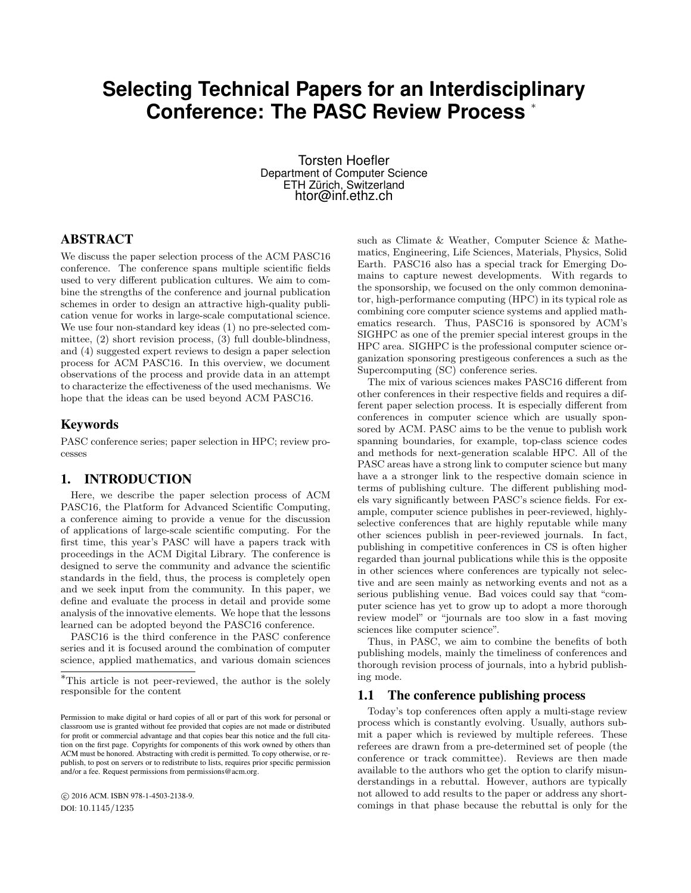# Selecting Technical Papers for an Interdisciplinary Conference: The PASC Review Process [*]

Torsten Hoefler
Department of Computer Science
ETH Zürich, Switzerland
htor@inf.ethz.ch

## ABSTRACT

We discuss the paper selection process of the ACM PASC16 conference. The conference spans multiple scientific fields used to very different publication cultures. We aim to combine the strengths of the conference and journal publication schemes in order to design an attractive high-quality publication venue for works in large-scale computational science. We use four non-standard key ideas (1) no pre-selected committee, (2) short revision process, (3) full double-blindness, and (4) suggested expert reviews to design a paper selection process for ACM PASC16. In this overview, we document observations of the process and provide data in an attempt to characterize the effectiveness of the used mechanisms. We hope that the ideas can be used beyond ACM PASC16.

## Keywords

PASC conference series; paper selection in HPC; review processes

## 1. INTRODUCTION

Here, we describe the paper selection process of ACM PASC16, the Platform for Advanced Scientific Computing, a conference aiming to provide a venue for the discussion of applications of large-scale scientific computing. For the first time, this year's PASC will have a papers track with proceedings in the ACM Digital Library. The conference is designed to serve the community and advance the scientific standards in the field, thus, the process is completely open and we seek input from the community. In this paper, we define and evaluate the process in detail and provide some analysis of the innovative elements. We hope that the lessons learned can be adopted beyond the PASC16 conference.

PASC16 is the third conference in the PASC conference series and it is focused around the combination of computer science, applied mathematics, and various domain sciences such as Climate & Weather, Computer Science & Mathematics, Engineering, Life Sciences, Materials, Physics, Solid Earth. PASC16 also has a special track for Emerging Domains to capture newest developments. With regards to the sponsorship, we focused on the only common demoninator, high-performance computing (HPC) in its typical role as combining core computer science systems and applied mathematics research. Thus, PASC16 is sponsored by ACM's SIGHPC as one of the premier special interest groups in the HPC area. SIGHPC is the professional computer science organization sponsoring prestigeous conferences a such as the Supercomputing (SC) conference series.

The mix of various sciences makes PASC16 different from other conferences in their respective fields and requires a different paper selection process. It is especially different from conferences in computer science which are usually sponsored by ACM. PASC aims to be the venue to publish work spanning boundaries, for example, top-class science codes and methods for next-generation scalable HPC. All of the PASC areas have a strong link to computer science but many have a a stronger link to the respective domain science in terms of publishing culture. The different publishing models vary significantly between PASC's science fields. For example, computer science publishes in peer-reviewed, highly-selective conferences that are highly reputable while many other sciences publish in peer-reviewed journals. In fact, publishing in competitive conferences in CS is often higher regarded than journal publications while this is the opposite in other sciences where conferences are typically not selective and are seen mainly as networking events and not as a serious publishing venue. Bad voices could say that "computer science has yet to grow up to adopt a more thorough review model" or "journals are too slow in a fast moving sciences like computer science".

Thus, in PASC, we aim to combine the benefits of both publishing models, mainly the timeliness of conferences and thorough revision process of journals, into a hybrid publishing mode.

### 1.1 The conference publishing process

Today's top conferences often apply a multi-stage review process which is constantly evolving. Usually, authors submit a paper which is reviewed by multiple referees. These referees are drawn from a pre-determined set of people (the conference or track committee). Reviews are then made available to the authors who get the option to clarify misunderstandings in a rebuttal. However, authors are typically not allowed to add results to the paper or address any shortcomings in that phase because the rebuttal is only for the

[*] This article is not peer-reviewed, the author is the solely responsible for the content

Permission to make digital or hard copies of all or part of this work for personal or classroom use is granted without fee provided that copies are not made or distributed for profit or commercial advantage and that copies bear this notice and the full citation on the first page. Copyrights for components of this work owned by others than ACM must be honored. Abstracting with credit is permitted. To copy otherwise, or republish, to post on servers or to redistribute to lists, requires prior specific permission and/or a fee. Request permissions from permissions@acm.org.

© 2016 ACM. ISBN 978-1-4503-2138-9.

DOI: 10.1145/1235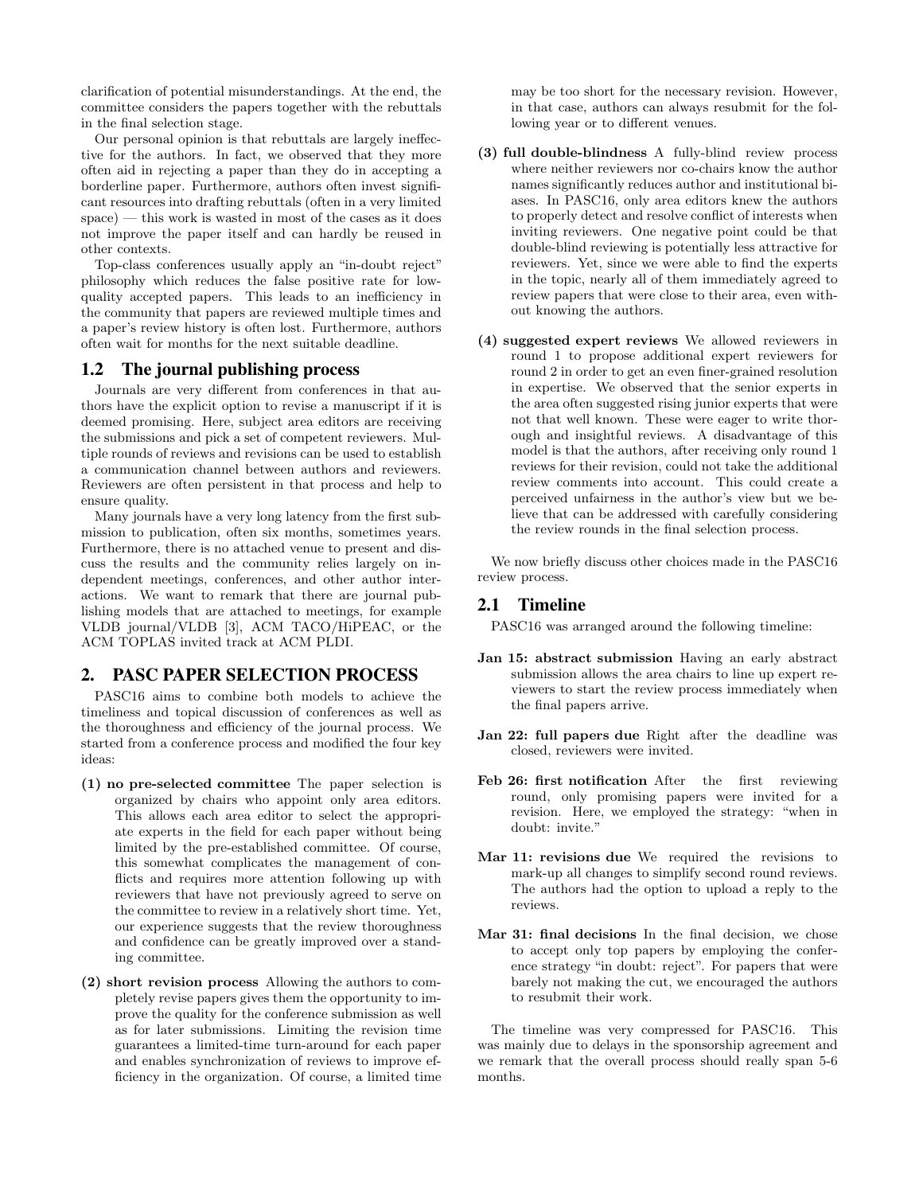clarification of potential misunderstandings. At the end, the committee considers the papers together with the rebuttals in the final selection stage.

Our personal opinion is that rebuttals are largely ineffective for the authors. In fact, we observed that they more often aid in rejecting a paper than they do in accepting a borderline paper. Furthermore, authors often invest significant resources into drafting rebuttals (often in a very limited space) — this work is wasted in most of the cases as it does not improve the paper itself and can hardly be reused in other contexts.

Top-class conferences usually apply an "in-doubt reject" philosophy which reduces the false positive rate for low-quality accepted papers. This leads to an inefficiency in the community that papers are reviewed multiple times and a paper's review history is often lost. Furthermore, authors often wait for months for the next suitable deadline.

### 1.2 The journal publishing process

Journals are very different from conferences in that authors have the explicit option to revise a manuscript if it is deemed promising. Here, subject area editors are receiving the submissions and pick a set of competent reviewers. Multiple rounds of reviews and revisions can be used to establish a communication channel between authors and reviewers. Reviewers are often persistent in that process and help to ensure quality.

Many journals have a very long latency from the first submission to publication, often six months, sometimes years. Furthermore, there is no attached venue to present and discuss the results and the community relies largely on independent meetings, conferences, and other author interactions. We want to remark that there are journal publishing models that are attached to meetings, for example VLDB journal/VLDB [3], ACM TACO/HiPEAC, or the ACM TOPLAS invited track at ACM PLDI.

## 2. PASC PAPER SELECTION PROCESS

PASC16 aims to combine both models to achieve the timeliness and topical discussion of conferences as well as the thoroughness and efficiency of the journal process. We started from a conference process and modified the four key ideas:

**(1) no pre-selected committee** The paper selection is organized by chairs who appoint only area editors. This allows each area editor to select the appropriate experts in the field for each paper without being limited by the pre-established committee. Of course, this somewhat complicates the management of conflicts and requires more attention following up with reviewers that have not previously agreed to serve on the committee to review in a relatively short time. Yet, our experience suggests that the review thoroughness and confidence can be greatly improved over a standing committee.

**(2) short revision process** Allowing the authors to completely revise papers gives them the opportunity to improve the quality for the conference submission as well as for later submissions. Limiting the revision time guarantees a limited-time turn-around for each paper and enables synchronization of reviews to improve efficiency in the organization. Of course, a limited time may be too short for the necessary revision. However, in that case, authors can always resubmit for the following year or to different venues.

**(3) full double-blindness** A fully-blind review process where neither reviewers nor co-chairs know the author names significantly reduces author and institutional biases. In PASC16, only area editors knew the authors to properly detect and resolve conflict of interests when inviting reviewers. One negative point could be that double-blind reviewing is potentially less attractive for reviewers. Yet, since we were able to find the experts in the topic, nearly all of them immediately agreed to review papers that were close to their area, even without knowing the authors.

**(4) suggested expert reviews** We allowed reviewers in round 1 to propose additional expert reviewers for round 2 in order to get an even finer-grained resolution in expertise. We observed that the senior experts in the area often suggested rising junior experts that were not that well known. These were eager to write thorough and insightful reviews. A disadvantage of this model is that the authors, after receiving only round 1 reviews for their revision, could not take the additional review comments into account. This could create a perceived unfairness in the author's view but we believe that can be addressed with carefully considering the review rounds in the final selection process.

We now briefly discuss other choices made in the PASC16 review process.

### 2.1 Timeline

PASC16 was arranged around the following timeline:

**Jan 15: abstract submission** Having an early abstract submission allows the area chairs to line up expert reviewers to start the review process immediately when the final papers arrive.

**Jan 22: full papers due** Right after the deadline was closed, reviewers were invited.

**Feb 26: first notification** After the first reviewing round, only promising papers were invited for a revision. Here, we employed the strategy: "when in doubt: invite."

**Mar 11: revisions due** We required the revisions to mark-up all changes to simplify second round reviews. The authors had the option to upload a reply to the reviews.

**Mar 31: final decisions** In the final decision, we chose to accept only top papers by employing the conference strategy "in doubt: reject". For papers that were barely not making the cut, we encouraged the authors to resubmit their work.

The timeline was very compressed for PASC16. This was mainly due to delays in the sponsorship agreement and we remark that the overall process should really span 5-6 months.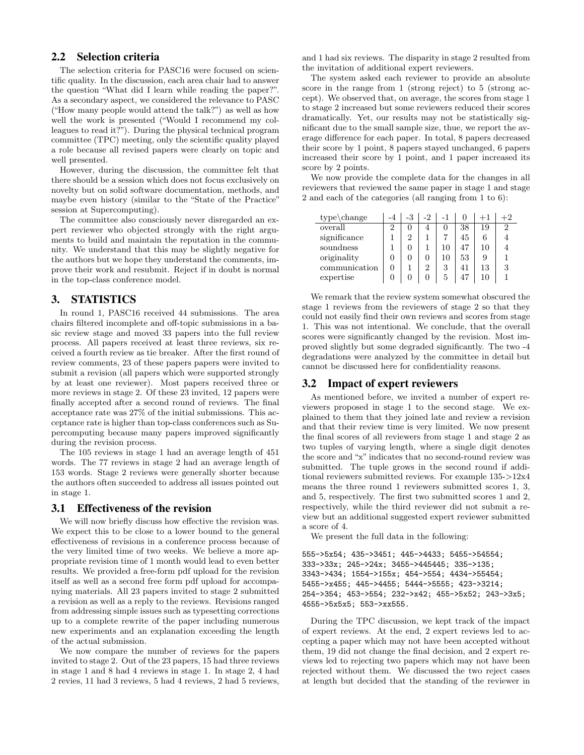## 2.2 Selection criteria

The selection criteria for PASC16 were focused on scientific quality. In the discussion, each area chair had to answer the question "What did I learn while reading the paper?". As a secondary aspect, we considered the relevance to PASC ("How many people would attend the talk?") as well as how well the work is presented ("Would I recommend my colleagues to read it?"). During the physical technical program committee (TPC) meeting, only the scientific quality played a role because all revised papers were clearly on topic and well presented.

However, during the discussion, the committee felt that there should be a session which does not focus exclusively on novelty but on solid software documentation, methods, and maybe even history (similar to the "State of the Practice" session at Supercomputing).

The committee also consciously never disregarded an expert reviewer who objected strongly with the right arguments to build and maintain the reputation in the community. We understand that this may be slightly negative for the authors but we hope they understand the comments, improve their work and resubmit. Reject if in doubt is normal in the top-class conference model.

# 3. STATISTICS

In round 1, PASC16 received 44 submissions. The area chairs filtered incomplete and off-topic submissions in a basic review stage and moved 33 papers into the full review process. All papers received at least three reviews, six received a fourth review as tie breaker. After the first round of review comments, 23 of these papers papers were invited to submit a revision (all papers which were supported strongly by at least one reviewer). Most papers received three or more reviews in stage 2. Of these 23 invited, 12 papers were finally accepted after a second round of reviews. The final acceptance rate was 27% of the initial submissions. This acceptance rate is higher than top-class conferences such as Supercomputing because many papers improved significantly during the revision process.

The 105 reviews in stage 1 had an average length of 451 words. The 77 reviews in stage 2 had an average length of 153 words. Stage 2 reviews were generally shorter because the authors often succeeded to address all issues pointed out in stage 1.

## 3.1 Effectiveness of the revision

We will now briefly discuss how effective the revision was. We expect this to be close to a lower bound to the general effectiveness of revisions in a conference process because of the very limited time of two weeks. We believe a more appropriate revision time of 1 month would lead to even better results. We provided a free-form pdf upload for the revision itself as well as a second free form pdf upload for accompanying materials. All 23 papers invited to stage 2 submitted a revision as well as a reply to the reviews. Revisions ranged from addressing simple issues such as typesetting corrections up to a complete rewrite of the paper including numerous new experiments and an explanation exceeding the length of the actual submission.

We now compare the number of reviews for the papers invited to stage 2. Out of the 23 papers, 15 had three reviews in stage 1 and 8 had 4 reviews in stage 1. In stage 2, 4 had 2 revies, 11 had 3 reviews, 5 had 4 reviews, 2 had 5 reviews, and 1 had six reviews. The disparity in stage 2 resulted from the invitation of additional expert reviewers.

The system asked each reviewer to provide an absolute score in the range from 1 (strong reject) to 5 (strong accept). We observed that, on average, the scores from stage 1 to stage 2 increased but some reviewers reduced their scores dramatically. Yet, our results may not be statistically significant due to the small sample size, thue, we report the average difference for each paper. In total, 8 papers decreased their score by 1 point, 8 papers stayed unchanged, 6 papers increased their score by 1 point, and 1 paper increased its score by 2 points.

We now provide the complete data for the changes in all reviewers that reviewed the same paper in stage 1 and stage 2 and each of the categories (all ranging from 1 to 6):

| type\change | -4 | -3 | -2 | -1 | 0 | +1 | +2 |
|---|---|---|---|---|---|---|---|
| overall | 2 | 0 | 4 | 0 | 38 | 19 | 2 |
| significance | 1 | 2 | 1 | 7 | 45 | 6 | 4 |
| soundness | 1 | 0 | 1 | 10 | 47 | 10 | 4 |
| originality | 0 | 0 | 0 | 10 | 53 | 9 | 1 |
| communication | 0 | 1 | 2 | 3 | 41 | 13 | 3 |
| expertise | 0 | 0 | 0 | 5 | 47 | 10 | 1 |

We remark that the review system somewhat obscured the stage 1 reviews from the reviewers of stage 2 so that they could not easily find their own reviews and scores from stage 1. This was not intentional. We conclude, that the overall scores were significantly changed by the revision. Most improved slightly but some degraded significantly. The two -4 degradations were analyzed by the committee in detail but cannot be discussed here for confidentiality reasons.

## 3.2 Impact of expert reviewers

As mentioned before, we invited a number of expert reviewers proposed in stage 1 to the second stage. We explained to them that they joined late and review a revision and that their review time is very limited. We now present the final scores of all reviewers from stage 1 and stage 2 as two tuples of varying length, where a single digit denotes the score and "x" indicates that no second-round review was submitted. The tuple grows in the second round if additional reviewers submitted reviews. For example 135->12x4 means the three round 1 reviewers submitted scores 1, 3, and 5, respectively. The first two submitted scores 1 and 2, respectively, while the third reviewer did not submit a review but an additional suggested expert reviewer submitted a score of 4.

We present the full data in the following:

```
555->5x54; 435->3451; 445->4433; 5455->54554;
333->33x; 245->24x; 3455->445445; 335->135;
3343->434; 1554->155x; 454->554; 4434->55454;
5455->x455; 445->4455; 5444->5555; 423->3214;
254->354; 453->554; 232->x42; 455->5x52; 243->3x5;
4555->5x5x5; 553->xx555.
```

During the TPC discussion, we kept track of the impact of expert reviews. At the end, 2 expert reviews led to accepting a paper which may not have been accepted without them, 19 did not change the final decision, and 2 expert reviews led to rejecting two papers which may not have been rejected without them. We discussed the two reject cases at length but decided that the standing of the reviewer in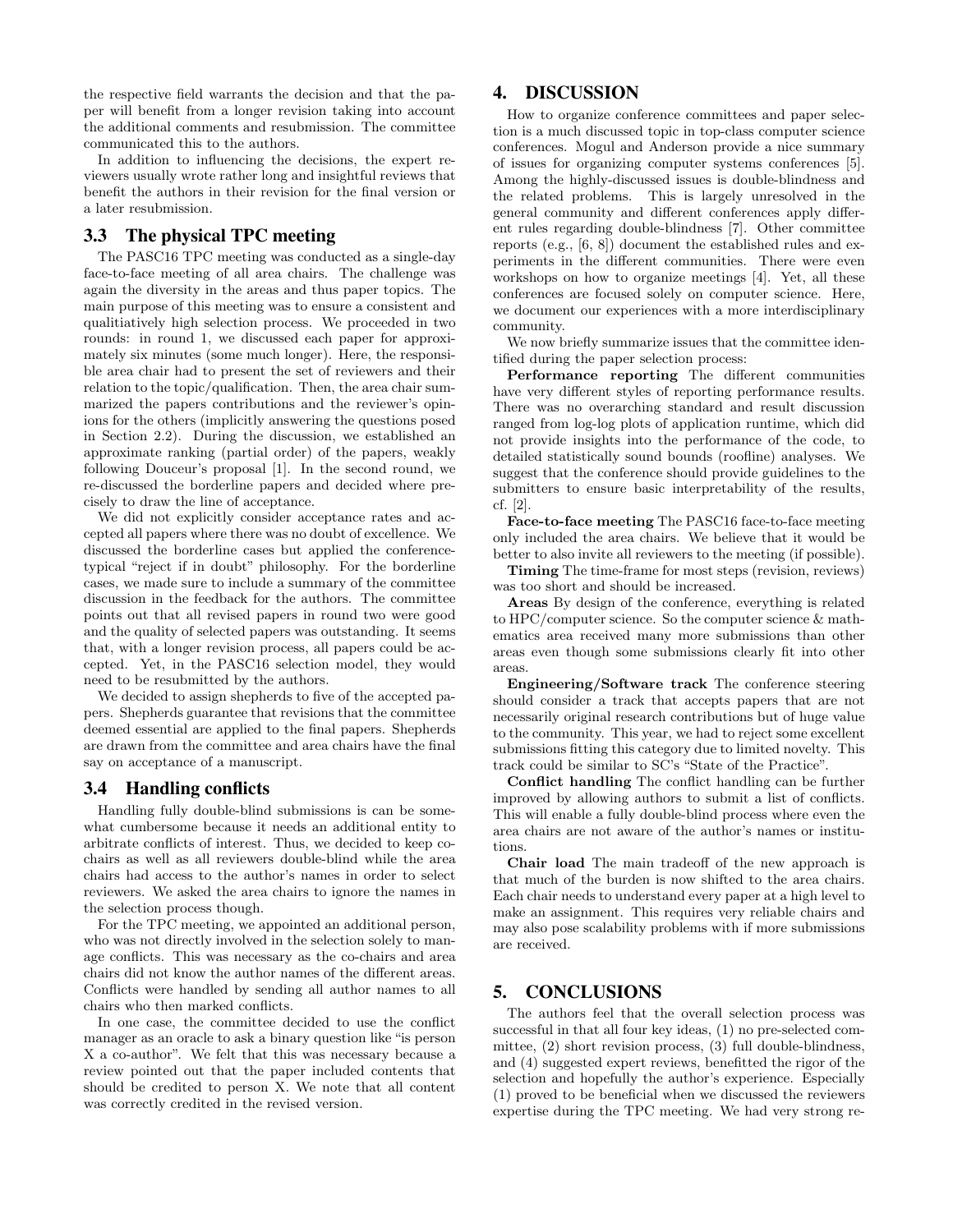the respective field warrants the decision and that the paper will benefit from a longer revision taking into account the additional comments and resubmission. The committee communicated this to the authors.

In addition to influencing the decisions, the expert reviewers usually wrote rather long and insightful reviews that benefit the authors in their revision for the final version or a later resubmission.

### 3.3 The physical TPC meeting

The PASC16 TPC meeting was conducted as a single-day face-to-face meeting of all area chairs. The challenge was again the diversity in the areas and thus paper topics. The main purpose of this meeting was to ensure a consistent and qualitiatively high selection process. We proceeded in two rounds: in round 1, we discussed each paper for approximately six minutes (some much longer). Here, the responsible area chair had to present the set of reviewers and their relation to the topic/qualification. Then, the area chair summarized the papers contributions and the reviewer's opinions for the others (implicitly answering the questions posed in Section 2.2). During the discussion, we established an approximate ranking (partial order) of the papers, weakly following Douceur's proposal [1]. In the second round, we re-discussed the borderline papers and decided where precisely to draw the line of acceptance.

We did not explicitly consider acceptance rates and accepted all papers where there was no doubt of excellence. We discussed the borderline cases but applied the conference-typical "reject if in doubt" philosophy. For the borderline cases, we made sure to include a summary of the committee discussion in the feedback for the authors. The committee points out that all revised papers in round two were good and the quality of selected papers was outstanding. It seems that, with a longer revision process, all papers could be accepted. Yet, in the PASC16 selection model, they would need to be resubmitted by the authors.

We decided to assign shepherds to five of the accepted papers. Shepherds guarantee that revisions that the committee deemed essential are applied to the final papers. Shepherds are drawn from the committee and area chairs have the final say on acceptance of a manuscript.

### 3.4 Handling conflicts

Handling fully double-blind submissions is can be somewhat cumbersome because it needs an additional entity to arbitrate conflicts of interest. Thus, we decided to keep co-chairs as well as all reviewers double-blind while the area chairs had access to the author's names in order to select reviewers. We asked the area chairs to ignore the names in the selection process though.

For the TPC meeting, we appointed an additional person, who was not directly involved in the selection solely to manage conflicts. This was necessary as the co-chairs and area chairs did not know the author names of the different areas. Conflicts were handled by sending all author names to all chairs who then marked conflicts.

In one case, the committee decided to use the conflict manager as an oracle to ask a binary question like "is person X a co-author". We felt that this was necessary because a review pointed out that the paper included contents that should be credited to person X. We note that all content was correctly credited in the revised version.

## 4. DISCUSSION

How to organize conference committees and paper selection is a much discussed topic in top-class computer science conferences. Mogul and Anderson provide a nice summary of issues for organizing computer systems conferences [5]. Among the highly-discussed issues is double-blindness and the related problems. This is largely unresolved in the general community and different conferences apply different rules regarding double-blindness [7]. Other committee reports (e.g., [6, 8]) document the established rules and experiments in the different communities. There were even workshops on how to organize meetings [4]. Yet, all these conferences are focused solely on computer science. Here, we document our experiences with a more interdisciplinary community.

We now briefly summarize issues that the committee identified during the paper selection process:

**Performance reporting** The different communities have very different styles of reporting performance results. There was no overarching standard and result discussion ranged from log-log plots of application runtime, which did not provide insights into the performance of the code, to detailed statistically sound bounds (roofline) analyses. We suggest that the conference should provide guidelines to the submitters to ensure basic interpretability of the results, cf. [2].

**Face-to-face meeting** The PASC16 face-to-face meeting only included the area chairs. We believe that it would be better to also invite all reviewers to the meeting (if possible).

**Timing** The time-frame for most steps (revision, reviews) was too short and should be increased.

**Areas** By design of the conference, everything is related to HPC/computer science. So the computer science & mathematics area received many more submissions than other areas even though some submissions clearly fit into other areas.

**Engineering/Software track** The conference steering should consider a track that accepts papers that are not necessarily original research contributions but of huge value to the community. This year, we had to reject some excellent submissions fitting this category due to limited novelty. This track could be similar to SC's "State of the Practice".

**Conflict handling** The conflict handling can be further improved by allowing authors to submit a list of conflicts. This will enable a fully double-blind process where even the area chairs are not aware of the author's names or institutions.

**Chair load** The main tradeoff of the new approach is that much of the burden is now shifted to the area chairs. Each chair needs to understand every paper at a high level to make an assignment. This requires very reliable chairs and may also pose scalability problems with if more submissions are received.

## 5. CONCLUSIONS

The authors feel that the overall selection process was successful in that all four key ideas, (1) no pre-selected committee, (2) short revision process, (3) full double-blindness, and (4) suggested expert reviews, benefitted the rigor of the selection and hopefully the author's experience. Especially (1) proved to be beneficial when we discussed the reviewers expertise during the TPC meeting. We had very strong re-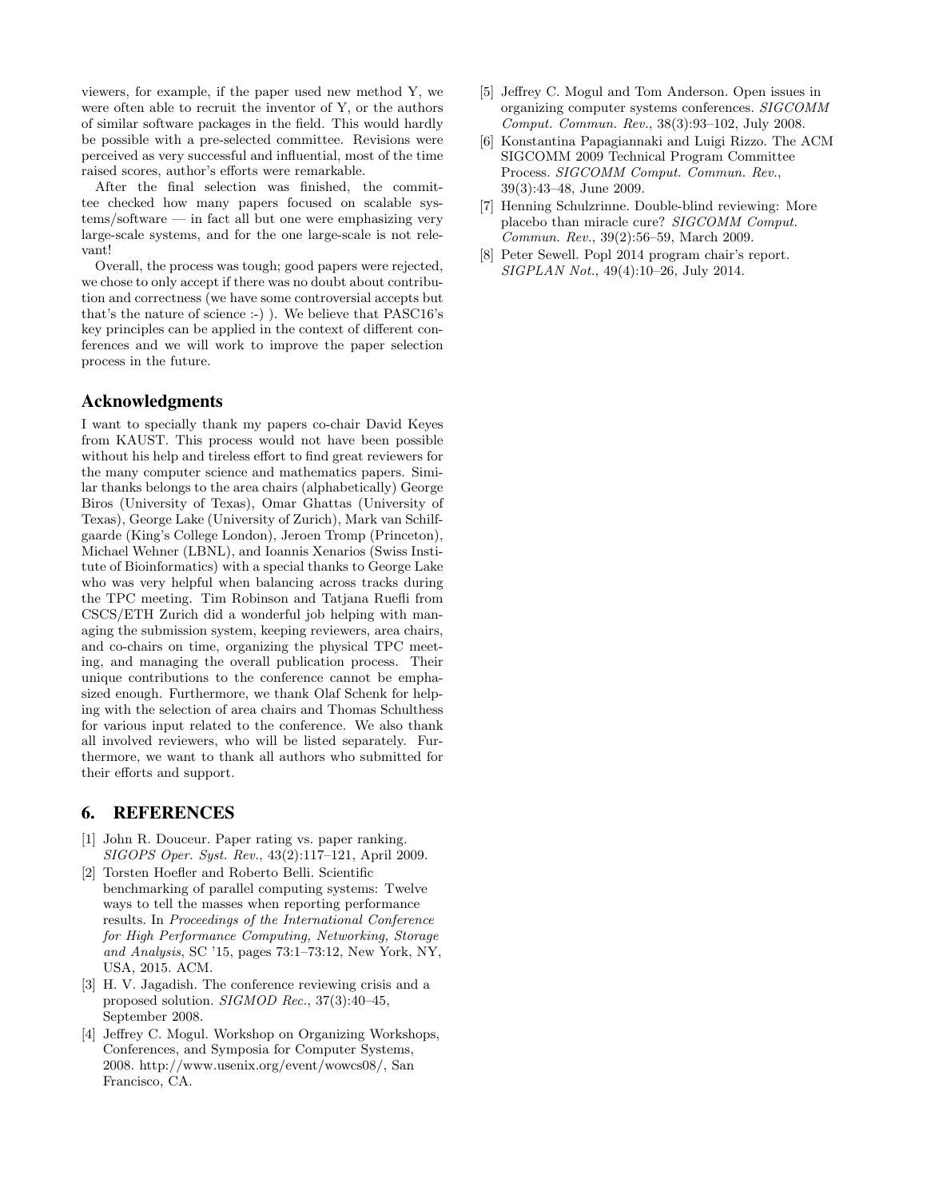viewers, for example, if the paper used new method Y, we were often able to recruit the inventor of Y, or the authors of similar software packages in the field. This would hardly be possible with a pre-selected committee. Revisions were perceived as very successful and influential, most of the time raised scores, author's efforts were remarkable.

After the final selection was finished, the committee checked how many papers focused on scalable systems/software — in fact all but one were emphasizing very large-scale systems, and for the one large-scale is not relevant!

Overall, the process was tough; good papers were rejected, we chose to only accept if there was no doubt about contribution and correctness (we have some controversial accepts but that's the nature of science :-) ). We believe that PASC16's key principles can be applied in the context of different conferences and we will work to improve the paper selection process in the future.

## Acknowledgments

I want to specially thank my papers co-chair David Keyes from KAUST. This process would not have been possible without his help and tireless effort to find great reviewers for the many computer science and mathematics papers. Similar thanks belongs to the area chairs (alphabetically) George Biros (University of Texas), Omar Ghattas (University of Texas), George Lake (University of Zurich), Mark van Schilfgaarde (King's College London), Jeroen Tromp (Princeton), Michael Wehner (LBNL), and Ioannis Xenarios (Swiss Institute of Bioinformatics) with a special thanks to George Lake who was very helpful when balancing across tracks during the TPC meeting. Tim Robinson and Tatjana Ruefli from CSCS/ETH Zurich did a wonderful job helping with managing the submission system, keeping reviewers, area chairs, and co-chairs on time, organizing the physical TPC meeting, and managing the overall publication process. Their unique contributions to the conference cannot be emphasized enough. Furthermore, we thank Olaf Schenk for helping with the selection of area chairs and Thomas Schulthess for various input related to the conference. We also thank all involved reviewers, who will be listed separately. Furthermore, we want to thank all authors who submitted for their efforts and support.

## 6. REFERENCES

[1] John R. Douceur. Paper rating vs. paper ranking. *SIGOPS Oper. Syst. Rev.*, 43(2):117–121, April 2009.

[2] Torsten Hoefler and Roberto Belli. Scientific benchmarking of parallel computing systems: Twelve ways to tell the masses when reporting performance results. In *Proceedings of the International Conference for High Performance Computing, Networking, Storage and Analysis*, SC '15, pages 73:1–73:12, New York, NY, USA, 2015. ACM.

[3] H. V. Jagadish. The conference reviewing crisis and a proposed solution. *SIGMOD Rec.*, 37(3):40–45, September 2008.

[4] Jeffrey C. Mogul. Workshop on Organizing Workshops, Conferences, and Symposia for Computer Systems, 2008. http://www.usenix.org/event/wowcs08/, San Francisco, CA.

[5] Jeffrey C. Mogul and Tom Anderson. Open issues in organizing computer systems conferences. *SIGCOMM Comput. Commun. Rev.*, 38(3):93–102, July 2008.

[6] Konstantina Papagiannaki and Luigi Rizzo. The ACM SIGCOMM 2009 Technical Program Committee Process. *SIGCOMM Comput. Commun. Rev.*, 39(3):43–48, June 2009.

[7] Henning Schulzrinne. Double-blind reviewing: More placebo than miracle cure? *SIGCOMM Comput. Commun. Rev.*, 39(2):56–59, March 2009.

[8] Peter Sewell. Popl 2014 program chair's report. *SIGPLAN Not.*, 49(4):10–26, July 2014.